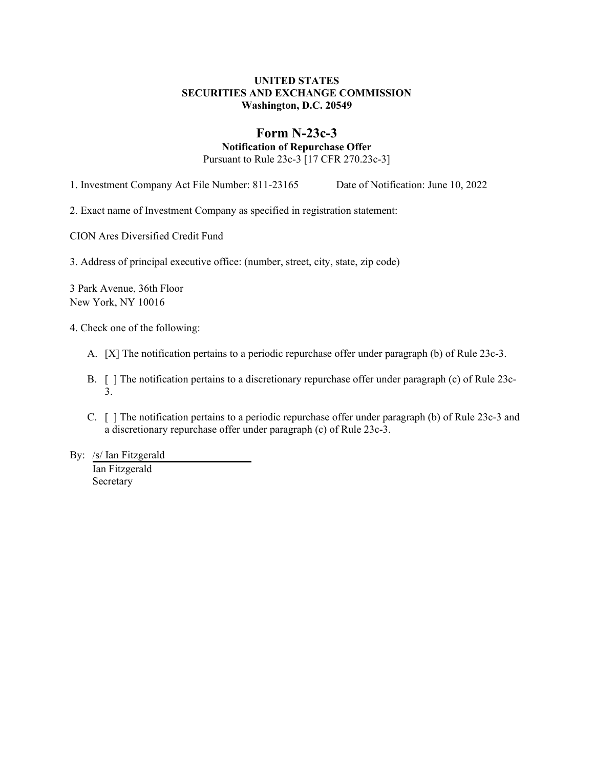**UNITED STATES**
**SECURITIES AND EXCHANGE COMMISSION**
**Washington, D.C. 20549**

# Form N-23c-3

**Notification of Repurchase Offer**

Pursuant to Rule 23c-3 [17 CFR 270.23c-3]

1. Investment Company Act File Number: 811-23165 Date of Notification: June 10, 2022

2. Exact name of Investment Company as specified in registration statement:

CION Ares Diversified Credit Fund

3. Address of principal executive office: (number, street, city, state, zip code)

3 Park Avenue, 36th Floor
New York, NY 10016

4. Check one of the following:

A. [X] The notification pertains to a periodic repurchase offer under paragraph (b) of Rule 23c-3.

B. [ ] The notification pertains to a discretionary repurchase offer under paragraph (c) of Rule 23c-3.

C. [ ] The notification pertains to a periodic repurchase offer under paragraph (b) of Rule 23c-3 and a discretionary repurchase offer under paragraph (c) of Rule 23c-3.

By: /s/ Ian Fitzgerald
Ian Fitzgerald
Secretary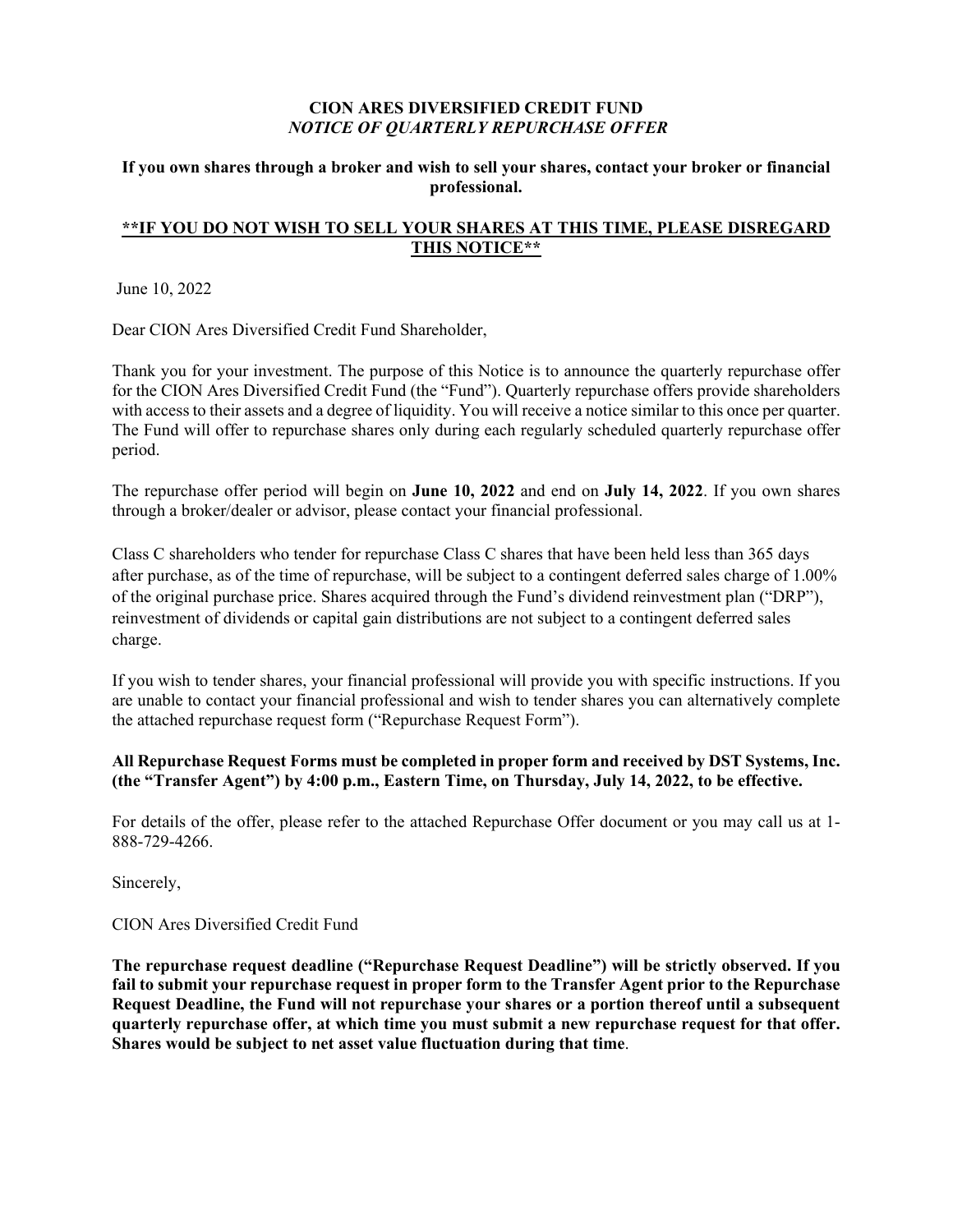**CION ARES DIVERSIFIED CREDIT FUND**
***NOTICE OF QUARTERLY REPURCHASE OFFER***

**If you own shares through a broker and wish to sell your shares, contact your broker or financial professional.**

**<u>**IF YOU DO NOT WISH TO SELL YOUR SHARES AT THIS TIME, PLEASE DISREGARD THIS NOTICE**</u>**

June 10, 2022

Dear CION Ares Diversified Credit Fund Shareholder,

Thank you for your investment. The purpose of this Notice is to announce the quarterly repurchase offer for the CION Ares Diversified Credit Fund (the "Fund"). Quarterly repurchase offers provide shareholders with access to their assets and a degree of liquidity. You will receive a notice similar to this once per quarter. The Fund will offer to repurchase shares only during each regularly scheduled quarterly repurchase offer period.

The repurchase offer period will begin on **June 10, 2022** and end on **July 14, 2022**. If you own shares through a broker/dealer or advisor, please contact your financial professional.

Class C shareholders who tender for repurchase Class C shares that have been held less than 365 days after purchase, as of the time of repurchase, will be subject to a contingent deferred sales charge of 1.00% of the original purchase price. Shares acquired through the Fund's dividend reinvestment plan ("DRP"), reinvestment of dividends or capital gain distributions are not subject to a contingent deferred sales charge.

If you wish to tender shares, your financial professional will provide you with specific instructions. If you are unable to contact your financial professional and wish to tender shares you can alternatively complete the attached repurchase request form ("Repurchase Request Form").

**All Repurchase Request Forms must be completed in proper form and received by DST Systems, Inc. (the "Transfer Agent") by 4:00 p.m., Eastern Time, on Thursday, July 14, 2022, to be effective.**

For details of the offer, please refer to the attached Repurchase Offer document or you may call us at 1-888-729-4266.

Sincerely,

CION Ares Diversified Credit Fund

**The repurchase request deadline ("Repurchase Request Deadline") will be strictly observed. If you fail to submit your repurchase request in proper form to the Transfer Agent prior to the Repurchase Request Deadline, the Fund will not repurchase your shares or a portion thereof until a subsequent quarterly repurchase offer, at which time you must submit a new repurchase request for that offer. Shares would be subject to net asset value fluctuation during that time**.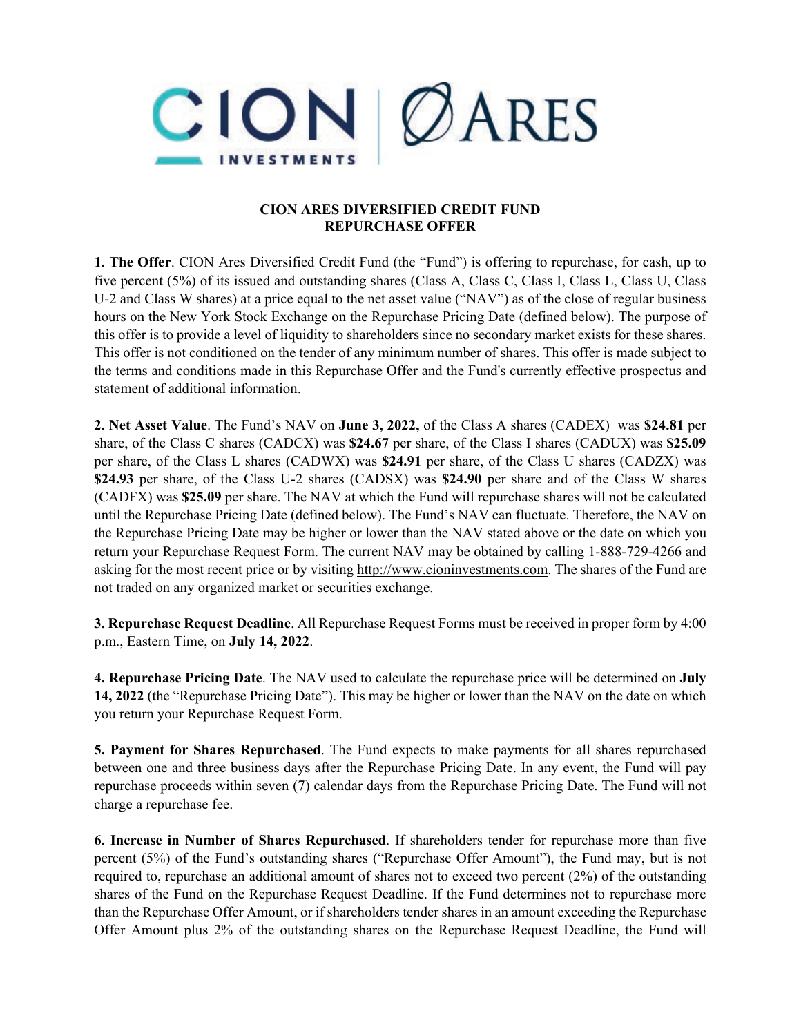## CION ARES DIVERSIFIED CREDIT FUND
## REPURCHASE OFFER

**1. The Offer**. CION Ares Diversified Credit Fund (the "Fund") is offering to repurchase, for cash, up to five percent (5%) of its issued and outstanding shares (Class A, Class C, Class I, Class L, Class U, Class U-2 and Class W shares) at a price equal to the net asset value ("NAV") as of the close of regular business hours on the New York Stock Exchange on the Repurchase Pricing Date (defined below). The purpose of this offer is to provide a level of liquidity to shareholders since no secondary market exists for these shares. This offer is not conditioned on the tender of any minimum number of shares. This offer is made subject to the terms and conditions made in this Repurchase Offer and the Fund's currently effective prospectus and statement of additional information.

**2. Net Asset Value**. The Fund's NAV on **June 3, 2022,** of the Class A shares (CADEX) was **$24.81** per share, of the Class C shares (CADCX) was **$24.67** per share, of the Class I shares (CADUX) was **$25.09** per share, of the Class L shares (CADWX) was **$24.91** per share, of the Class U shares (CADZX) was **$24.93** per share, of the Class U-2 shares (CADSX) was **$24.90** per share and of the Class W shares (CADFX) was **$25.09** per share. The NAV at which the Fund will repurchase shares will not be calculated until the Repurchase Pricing Date (defined below). The Fund's NAV can fluctuate. Therefore, the NAV on the Repurchase Pricing Date may be higher or lower than the NAV stated above or the date on which you return your Repurchase Request Form. The current NAV may be obtained by calling 1-888-729-4266 and asking for the most recent price or by visiting http://www.cioninvestments.com. The shares of the Fund are not traded on any organized market or securities exchange.

**3. Repurchase Request Deadline**. All Repurchase Request Forms must be received in proper form by 4:00 p.m., Eastern Time, on **July 14, 2022**.

**4. Repurchase Pricing Date**. The NAV used to calculate the repurchase price will be determined on **July 14, 2022** (the "Repurchase Pricing Date"). This may be higher or lower than the NAV on the date on which you return your Repurchase Request Form.

**5. Payment for Shares Repurchased**. The Fund expects to make payments for all shares repurchased between one and three business days after the Repurchase Pricing Date. In any event, the Fund will pay repurchase proceeds within seven (7) calendar days from the Repurchase Pricing Date. The Fund will not charge a repurchase fee.

**6. Increase in Number of Shares Repurchased**. If shareholders tender for repurchase more than five percent (5%) of the Fund's outstanding shares ("Repurchase Offer Amount"), the Fund may, but is not required to, repurchase an additional amount of shares not to exceed two percent (2%) of the outstanding shares of the Fund on the Repurchase Request Deadline. If the Fund determines not to repurchase more than the Repurchase Offer Amount, or if shareholders tender shares in an amount exceeding the Repurchase Offer Amount plus 2% of the outstanding shares on the Repurchase Request Deadline, the Fund will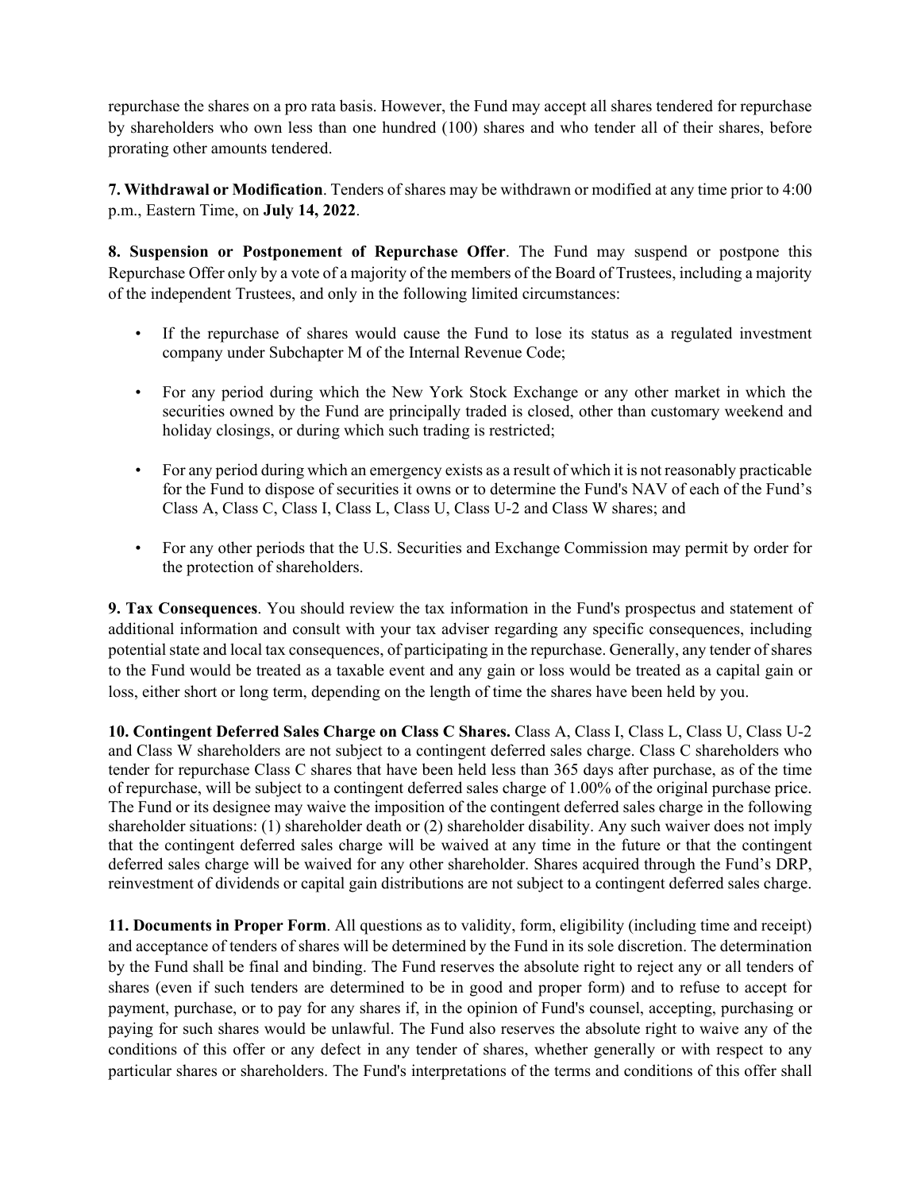repurchase the shares on a pro rata basis. However, the Fund may accept all shares tendered for repurchase by shareholders who own less than one hundred (100) shares and who tender all of their shares, before prorating other amounts tendered.

**7. Withdrawal or Modification**. Tenders of shares may be withdrawn or modified at any time prior to 4:00 p.m., Eastern Time, on **July 14, 2022**.

**8. Suspension or Postponement of Repurchase Offer**. The Fund may suspend or postpone this Repurchase Offer only by a vote of a majority of the members of the Board of Trustees, including a majority of the independent Trustees, and only in the following limited circumstances:

- If the repurchase of shares would cause the Fund to lose its status as a regulated investment company under Subchapter M of the Internal Revenue Code;
- For any period during which the New York Stock Exchange or any other market in which the securities owned by the Fund are principally traded is closed, other than customary weekend and holiday closings, or during which such trading is restricted;
- For any period during which an emergency exists as a result of which it is not reasonably practicable for the Fund to dispose of securities it owns or to determine the Fund's NAV of each of the Fund's Class A, Class C, Class I, Class L, Class U, Class U-2 and Class W shares; and
- For any other periods that the U.S. Securities and Exchange Commission may permit by order for the protection of shareholders.

**9. Tax Consequences**. You should review the tax information in the Fund's prospectus and statement of additional information and consult with your tax adviser regarding any specific consequences, including potential state and local tax consequences, of participating in the repurchase. Generally, any tender of shares to the Fund would be treated as a taxable event and any gain or loss would be treated as a capital gain or loss, either short or long term, depending on the length of time the shares have been held by you.

**10. Contingent Deferred Sales Charge on Class C Shares.** Class A, Class I, Class L, Class U, Class U-2 and Class W shareholders are not subject to a contingent deferred sales charge. Class C shareholders who tender for repurchase Class C shares that have been held less than 365 days after purchase, as of the time of repurchase, will be subject to a contingent deferred sales charge of 1.00% of the original purchase price. The Fund or its designee may waive the imposition of the contingent deferred sales charge in the following shareholder situations: (1) shareholder death or (2) shareholder disability. Any such waiver does not imply that the contingent deferred sales charge will be waived at any time in the future or that the contingent deferred sales charge will be waived for any other shareholder. Shares acquired through the Fund's DRP, reinvestment of dividends or capital gain distributions are not subject to a contingent deferred sales charge.

**11. Documents in Proper Form**. All questions as to validity, form, eligibility (including time and receipt) and acceptance of tenders of shares will be determined by the Fund in its sole discretion. The determination by the Fund shall be final and binding. The Fund reserves the absolute right to reject any or all tenders of shares (even if such tenders are determined to be in good and proper form) and to refuse to accept for payment, purchase, or to pay for any shares if, in the opinion of Fund's counsel, accepting, purchasing or paying for such shares would be unlawful. The Fund also reserves the absolute right to waive any of the conditions of this offer or any defect in any tender of shares, whether generally or with respect to any particular shares or shareholders. The Fund's interpretations of the terms and conditions of this offer shall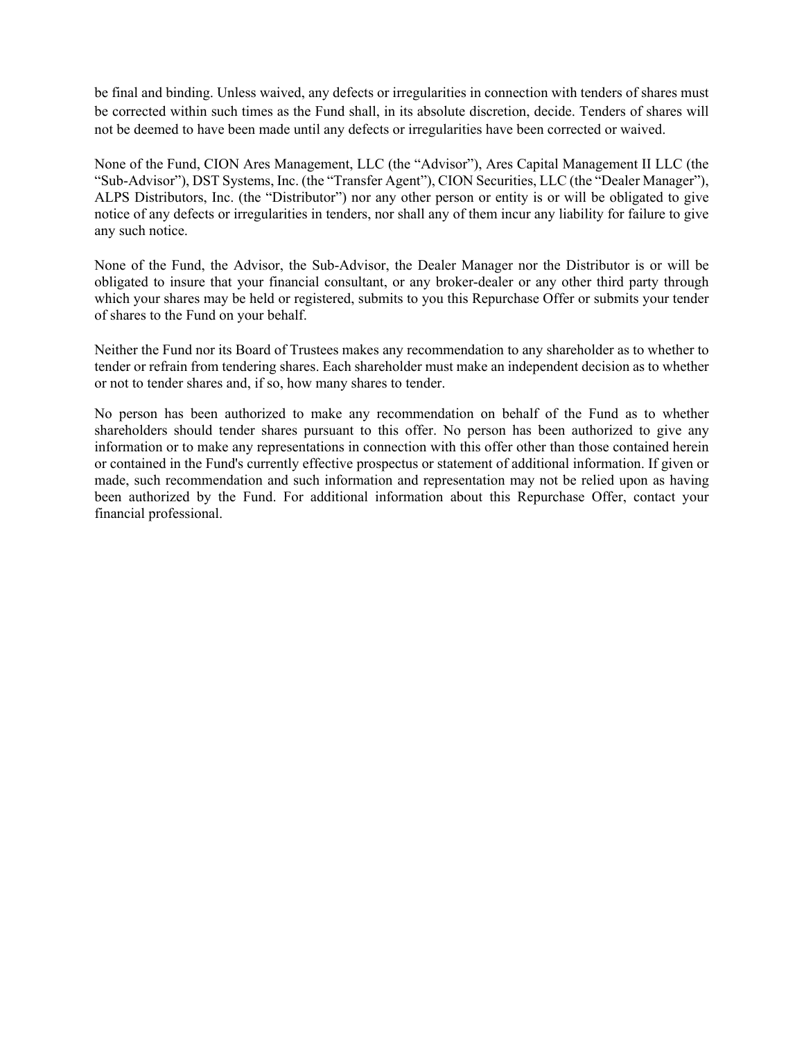be final and binding. Unless waived, any defects or irregularities in connection with tenders of shares must be corrected within such times as the Fund shall, in its absolute discretion, decide. Tenders of shares will not be deemed to have been made until any defects or irregularities have been corrected or waived.

None of the Fund, CION Ares Management, LLC (the "Advisor"), Ares Capital Management II LLC (the "Sub-Advisor"), DST Systems, Inc. (the "Transfer Agent"), CION Securities, LLC (the "Dealer Manager"), ALPS Distributors, Inc. (the "Distributor") nor any other person or entity is or will be obligated to give notice of any defects or irregularities in tenders, nor shall any of them incur any liability for failure to give any such notice.

None of the Fund, the Advisor, the Sub-Advisor, the Dealer Manager nor the Distributor is or will be obligated to insure that your financial consultant, or any broker-dealer or any other third party through which your shares may be held or registered, submits to you this Repurchase Offer or submits your tender of shares to the Fund on your behalf.

Neither the Fund nor its Board of Trustees makes any recommendation to any shareholder as to whether to tender or refrain from tendering shares. Each shareholder must make an independent decision as to whether or not to tender shares and, if so, how many shares to tender.

No person has been authorized to make any recommendation on behalf of the Fund as to whether shareholders should tender shares pursuant to this offer. No person has been authorized to give any information or to make any representations in connection with this offer other than those contained herein or contained in the Fund's currently effective prospectus or statement of additional information. If given or made, such recommendation and such information and representation may not be relied upon as having been authorized by the Fund. For additional information about this Repurchase Offer, contact your financial professional.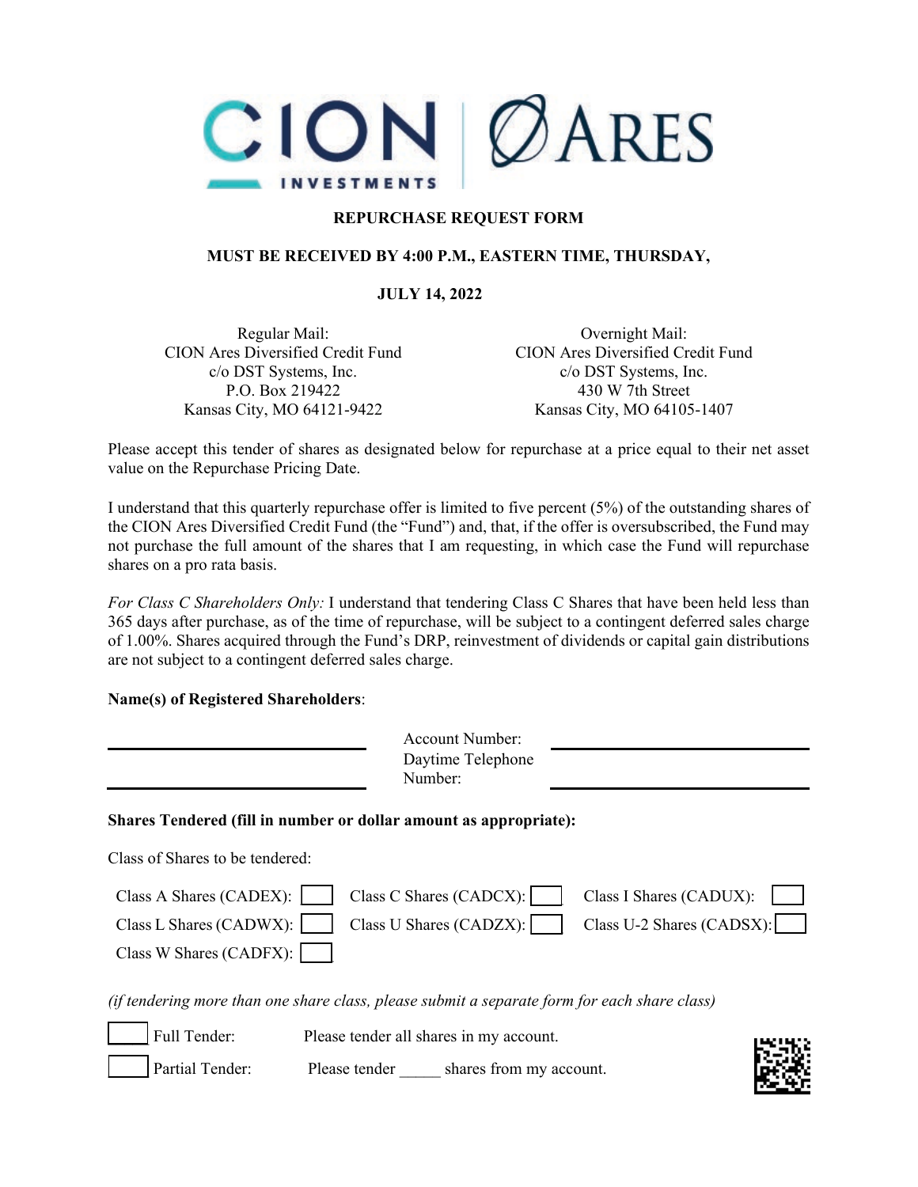## REPURCHASE REQUEST FORM

**MUST BE RECEIVED BY 4:00 P.M., EASTERN TIME, THURSDAY,**

**JULY 14, 2022**

Regular Mail:
CION Ares Diversified Credit Fund
c/o DST Systems, Inc.
P.O. Box 219422
Kansas City, MO 64121-9422

Overnight Mail:
CION Ares Diversified Credit Fund
c/o DST Systems, Inc.
430 W 7th Street
Kansas City, MO 64105-1407

Please accept this tender of shares as designated below for repurchase at a price equal to their net asset value on the Repurchase Pricing Date.

I understand that this quarterly repurchase offer is limited to five percent (5%) of the outstanding shares of the CION Ares Diversified Credit Fund (the "Fund") and, that, if the offer is oversubscribed, the Fund may not purchase the full amount of the shares that I am requesting, in which case the Fund will repurchase shares on a pro rata basis.

*For Class C Shareholders Only:* I understand that tendering Class C Shares that have been held less than 365 days after purchase, as of the time of repurchase, will be subject to a contingent deferred sales charge of 1.00%. Shares acquired through the Fund's DRP, reinvestment of dividends or capital gain distributions are not subject to a contingent deferred sales charge.

**Name(s) of Registered Shareholders**:

\_\_\_\_\_\_\_\_\_\_\_\_\_\_\_\_\_\_\_\_\_\_\_\_\_\_\_\_ Account Number: \_\_\_\_\_\_\_\_\_\_\_\_\_\_\_\_\_\_\_\_\_\_\_\_\_\_\_\_

\_\_\_\_\_\_\_\_\_\_\_\_\_\_\_\_\_\_\_\_\_\_\_\_\_\_\_\_ Daytime Telephone Number: \_\_\_\_\_\_\_\_\_\_\_\_\_\_\_\_\_\_\_\_\_\_\_\_\_\_\_\_

**Shares Tendered (fill in number or dollar amount as appropriate):**

Class of Shares to be tendered:

Class A Shares (CADEX): ☐ Class C Shares (CADCX): ☐ Class I Shares (CADUX): ☐

Class L Shares (CADWX): ☐ Class U Shares (CADZX): ☐ Class U-2 Shares (CADSX): ☐

Class W Shares (CADFX): ☐

*(if tendering more than one share class, please submit a separate form for each share class)*

☐ Full Tender: Please tender all shares in my account.

☐ Partial Tender: Please tender \_\_\_\_\_ shares from my account.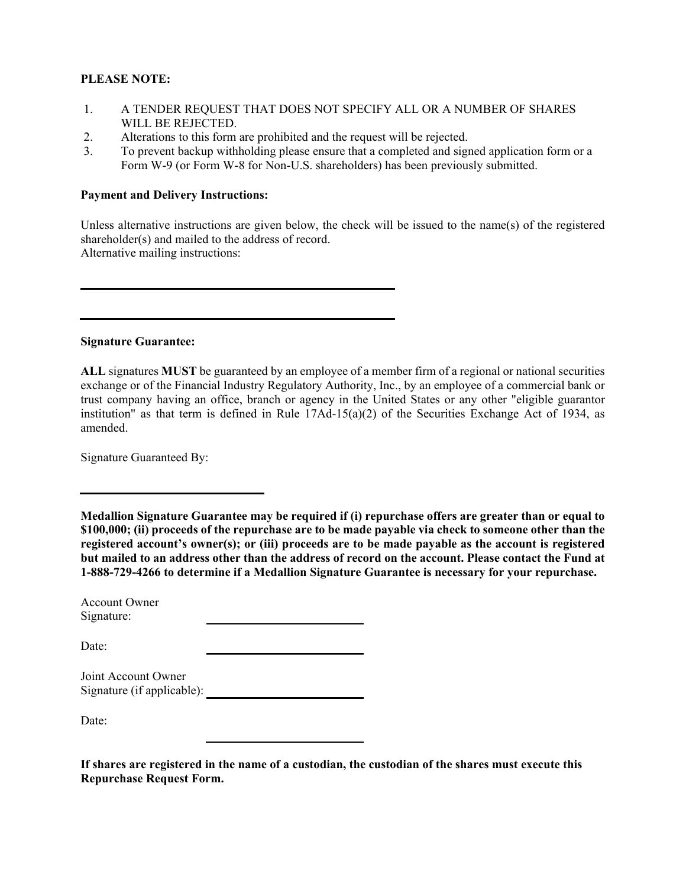**PLEASE NOTE:**

1. A TENDER REQUEST THAT DOES NOT SPECIFY ALL OR A NUMBER OF SHARES WILL BE REJECTED.
2. Alterations to this form are prohibited and the request will be rejected.
3. To prevent backup withholding please ensure that a completed and signed application form or a Form W-9 (or Form W-8 for Non-U.S. shareholders) has been previously submitted.

**Payment and Delivery Instructions:**

Unless alternative instructions are given below, the check will be issued to the name(s) of the registered shareholder(s) and mailed to the address of record.
Alternative mailing instructions:

\_\_\_\_\_\_\_\_\_\_\_\_\_\_\_\_\_\_\_\_\_\_\_\_\_\_\_\_\_\_\_\_\_\_\_\_\_\_\_\_\_\_\_\_

\_\_\_\_\_\_\_\_\_\_\_\_\_\_\_\_\_\_\_\_\_\_\_\_\_\_\_\_\_\_\_\_\_\_\_\_\_\_\_\_\_\_\_\_

**Signature Guarantee:**

**ALL** signatures **MUST** be guaranteed by an employee of a member firm of a regional or national securities exchange or of the Financial Industry Regulatory Authority, Inc., by an employee of a commercial bank or trust company having an office, branch or agency in the United States or any other "eligible guarantor institution" as that term is defined in Rule 17Ad-15(a)(2) of the Securities Exchange Act of 1934, as amended.

Signature Guaranteed By:

\_\_\_\_\_\_\_\_\_\_\_\_\_\_\_\_\_\_\_\_\_\_\_\_\_\_

**Medallion Signature Guarantee may be required if (i) repurchase offers are greater than or equal to $100,000; (ii) proceeds of the repurchase are to be made payable via check to someone other than the registered account's owner(s); or (iii) proceeds are to be made payable as the account is registered but mailed to an address other than the address of record on the account. Please contact the Fund at 1-888-729-4266 to determine if a Medallion Signature Guarantee is necessary for your repurchase.**

Account Owner Signature: \_\_\_\_\_\_\_\_\_\_\_\_\_\_\_\_\_\_\_\_\_\_

Date: \_\_\_\_\_\_\_\_\_\_\_\_\_\_\_\_\_\_\_\_\_\_

Joint Account Owner Signature (if applicable): \_\_\_\_\_\_\_\_\_\_\_\_\_\_\_\_\_\_\_\_\_\_

Date: \_\_\_\_\_\_\_\_\_\_\_\_\_\_\_\_\_\_\_\_\_\_

**If shares are registered in the name of a custodian, the custodian of the shares must execute this Repurchase Request Form.**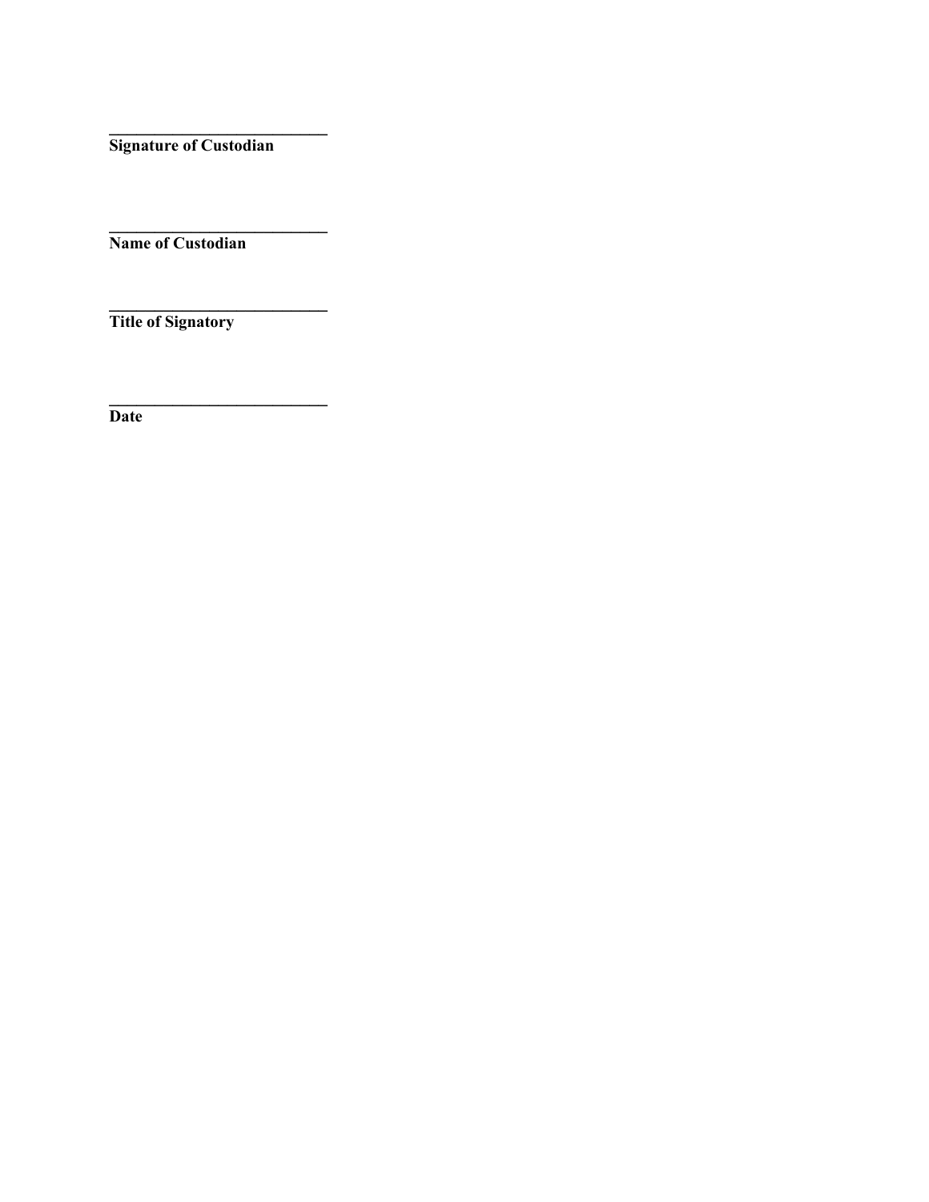___________________________
**Signature of Custodian**

___________________________
**Name of Custodian**

___________________________
**Title of Signatory**

___________________________
**Date**